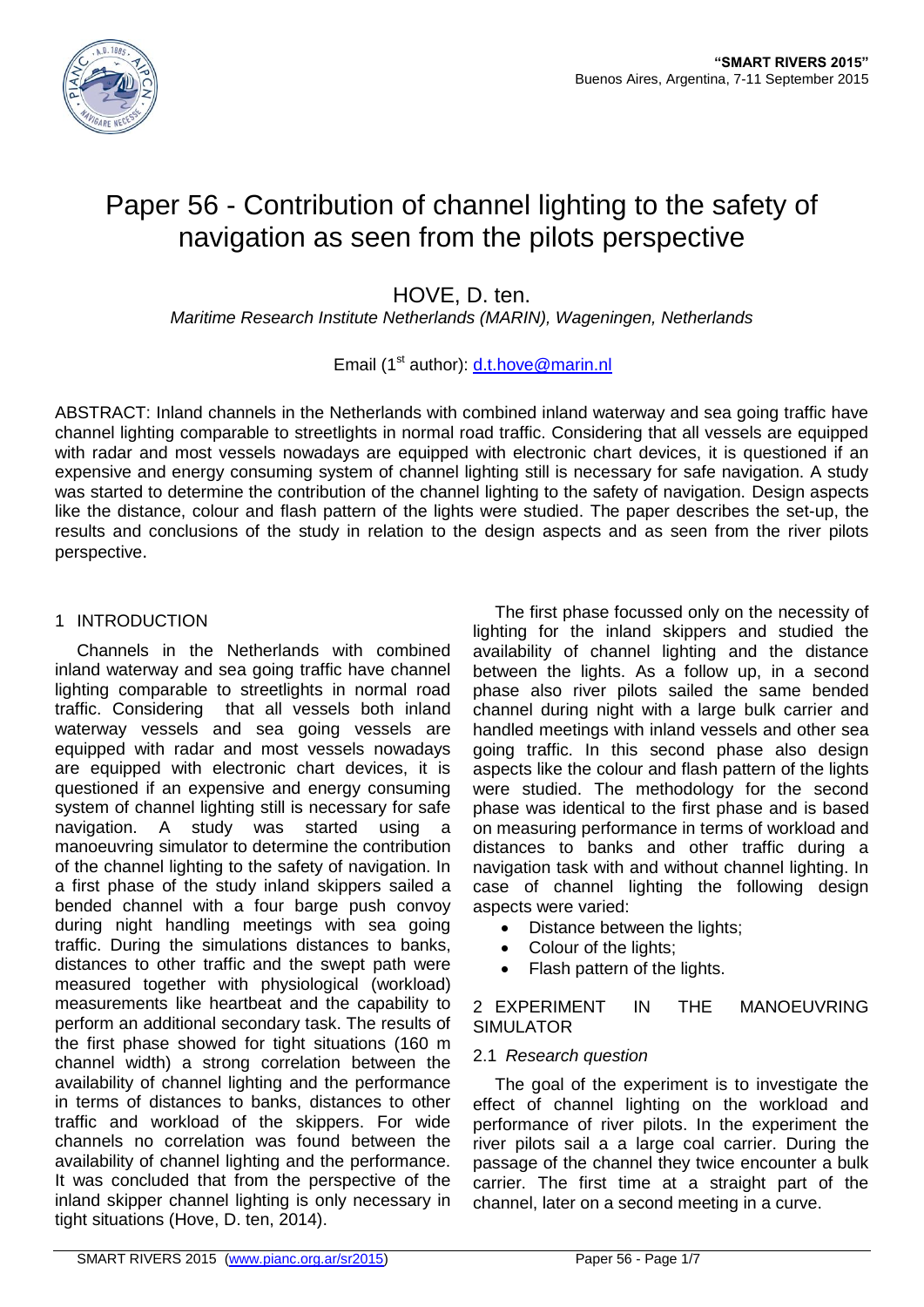# Paper 56 - Contribution of channel lighting to the safety of navigation as seen from the pilots perspective

HOVE, D. ten.

*Maritime Research Institute Netherlands (MARIN), Wageningen, Netherlands*

Email (1st author): d.t.hove@marin.nl

ABSTRACT: Inland channels in the Netherlands with combined inland waterway and sea going traffic have channel lighting comparable to streetlights in normal road traffic. Considering that all vessels are equipped with radar and most vessels nowadays are equipped with electronic chart devices, it is questioned if an expensive and energy consuming system of channel lighting still is necessary for safe navigation. A study was started to determine the contribution of the channel lighting to the safety of navigation. Design aspects like the distance, colour and flash pattern of the lights were studied. The paper describes the set-up, the results and conclusions of the study in relation to the design aspects and as seen from the river pilots perspective.

## 1 INTRODUCTION

Channels in the Netherlands with combined inland waterway and sea going traffic have channel lighting comparable to streetlights in normal road traffic. Considering that all vessels both inland waterway vessels and sea going vessels are equipped with radar and most vessels nowadays are equipped with electronic chart devices, it is questioned if an expensive and energy consuming system of channel lighting still is necessary for safe navigation. A study was started using a manoeuvring simulator to determine the contribution of the channel lighting to the safety of navigation. In a first phase of the study inland skippers sailed a bended channel with a four barge push convoy during night handling meetings with sea going traffic. During the simulations distances to banks, distances to other traffic and the swept path were measured together with physiological (workload) measurements like heartbeat and the capability to perform an additional secondary task. The results of the first phase showed for tight situations (160 m channel width) a strong correlation between the availability of channel lighting and the performance in terms of distances to banks, distances to other traffic and workload of the skippers. For wide channels no correlation was found between the availability of channel lighting and the performance. It was concluded that from the perspective of the inland skipper channel lighting is only necessary in tight situations (Hove, D. ten, 2014).

The first phase focussed only on the necessity of lighting for the inland skippers and studied the availability of channel lighting and the distance between the lights. As a follow up, in a second phase also river pilots sailed the same bended channel during night with a large bulk carrier and handled meetings with inland vessels and other sea going traffic. In this second phase also design aspects like the colour and flash pattern of the lights were studied. The methodology for the second phase was identical to the first phase and is based on measuring performance in terms of workload and distances to banks and other traffic during a navigation task with and without channel lighting. In case of channel lighting the following design aspects were varied:

- Distance between the lights;
- Colour of the lights;
- Flash pattern of the lights.

## 2 EXPERIMENT IN THE MANOEUVRING SIMULATOR

### 2.1 *Research question*

The goal of the experiment is to investigate the effect of channel lighting on the workload and performance of river pilots. In the experiment the river pilots sail a a large coal carrier. During the passage of the channel they twice encounter a bulk carrier. The first time at a straight part of the channel, later on a second meeting in a curve.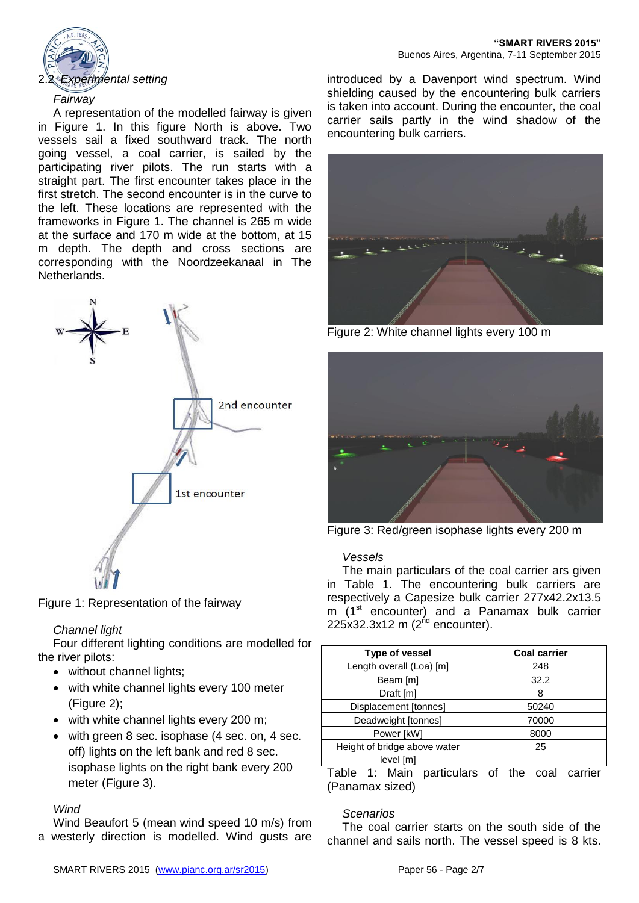## 2.2 *Experimental setting*

*Fairway*

A representation of the modelled fairway is given in Figure 1. In this figure North is above. Two vessels sail a fixed southward track. The north going vessel, a coal carrier, is sailed by the participating river pilots. The run starts with a straight part. The first encounter takes place in the first stretch. The second encounter is in the curve to the left. These locations are represented with the frameworks in Figure 1. The channel is 265 m wide at the surface and 170 m wide at the bottom, at 15 m depth. The depth and cross sections are corresponding with the Noordzeekanaal in The Netherlands.

Figure 1: Representation of the fairway

*Channel light*

Four different lighting conditions are modelled for the river pilots:

- without channel lights;
- with white channel lights every 100 meter (Figure 2);
- with white channel lights every 200 m;
- with green 8 sec. isophase (4 sec. on, 4 sec. off) lights on the left bank and red 8 sec. isophase lights on the right bank every 200 meter (Figure 3).

*Wind*

Wind Beaufort 5 (mean wind speed 10 m/s) from a westerly direction is modelled. Wind gusts are introduced by a Davenport wind spectrum. Wind shielding caused by the encountering bulk carriers is taken into account. During the encounter, the coal carrier sails partly in the wind shadow of the encountering bulk carriers.

Figure 2: White channel lights every 100 m

Figure 3: Red/green isophase lights every 200 m

*Vessels*

The main particulars of the coal carrier ars given in Table 1. The encountering bulk carriers are respectively a Capesize bulk carrier 277x42.2x13.5 m (1st encounter) and a Panamax bulk carrier 225x32.3x12 m (2nd encounter).

| Type of vessel | Coal carrier |
|---|---|
| Length overall (Loa) [m] | 248 |
| Beam [m] | 32.2 |
| Draft [m] | 8 |
| Displacement [tonnes] | 50240 |
| Deadweight [tonnes] | 70000 |
| Power [kW] | 8000 |
| Height of bridge above water level [m] | 25 |

Table 1: Main particulars of the coal carrier (Panamax sized)

*Scenarios*

The coal carrier starts on the south side of the channel and sails north. The vessel speed is 8 kts.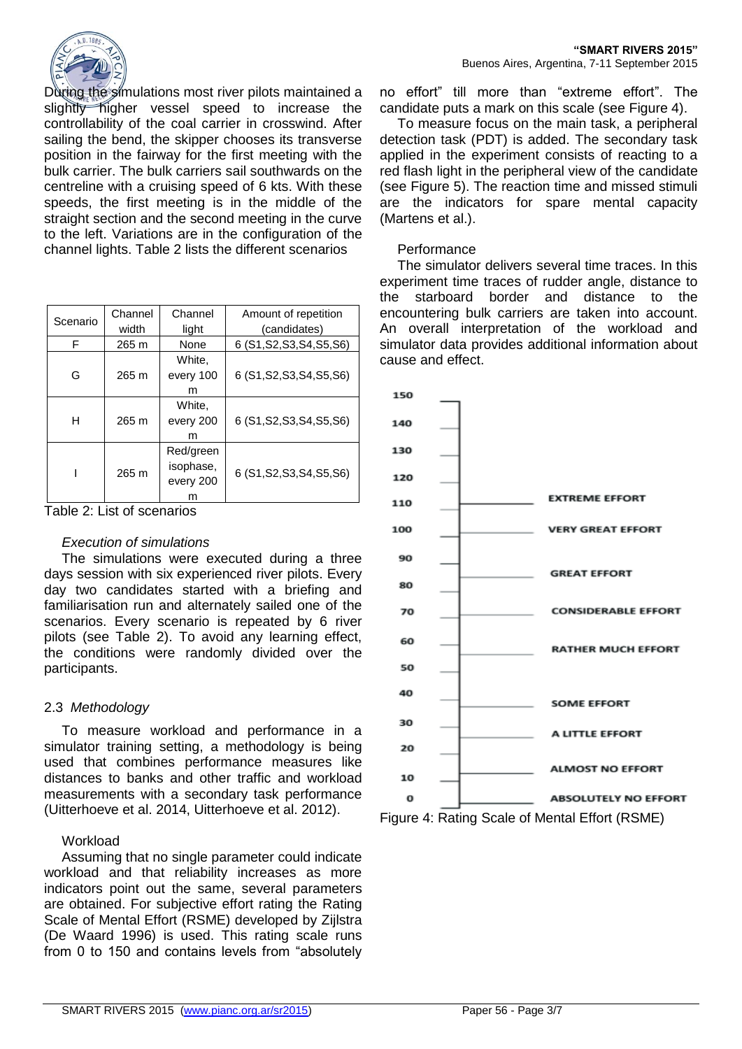During the simulations most river pilots maintained a slightly higher vessel speed to increase the controllability of the coal carrier in crosswind. After sailing the bend, the skipper chooses its transverse position in the fairway for the first meeting with the bulk carrier. The bulk carriers sail southwards on the centreline with a cruising speed of 6 kts. With these speeds, the first meeting is in the middle of the straight section and the second meeting in the curve to the left. Variations are in the configuration of the channel lights. Table 2 lists the different scenarios

| Scenario | Channel width | Channel light | Amount of repetition (candidates) |
|---|---|---|---|
| F | 265 m | None | 6 (S1,S2,S3,S4,S5,S6) |
| G | 265 m | White, every 100 m | 6 (S1,S2,S3,S4,S5,S6) |
| H | 265 m | White, every 200 m | 6 (S1,S2,S3,S4,S5,S6) |
| I | 265 m | Red/green isophase, every 200 m | 6 (S1,S2,S3,S4,S5,S6) |

Table 2: List of scenarios

*Execution of simulations*

The simulations were executed during a three days session with six experienced river pilots. Every day two candidates started with a briefing and familiarisation run and alternately sailed one of the scenarios. Every scenario is repeated by 6 river pilots (see Table 2). To avoid any learning effect, the conditions were randomly divided over the participants.

## 2.3 *Methodology*

To measure workload and performance in a simulator training setting, a methodology is being used that combines performance measures like distances to banks and other traffic and workload measurements with a secondary task performance (Uitterhoeve et al. 2014, Uitterhoeve et al. 2012).

Workload

Assuming that no single parameter could indicate workload and that reliability increases as more indicators point out the same, several parameters are obtained. For subjective effort rating the Rating Scale of Mental Effort (RSME) developed by Zijlstra (De Waard 1996) is used. This rating scale runs from 0 to 150 and contains levels from "absolutely no effort" till more than "extreme effort". The candidate puts a mark on this scale (see Figure 4).

To measure focus on the main task, a peripheral detection task (PDT) is added. The secondary task applied in the experiment consists of reacting to a red flash light in the peripheral view of the candidate (see Figure 5). The reaction time and missed stimuli are the indicators for spare mental capacity (Martens et al.).

Performance

The simulator delivers several time traces. In this experiment time traces of rudder angle, distance to the starboard border and distance to the encountering bulk carriers are taken into account. An overall interpretation of the workload and simulator data provides additional information about cause and effect.

| Scale | Label |
|---|---|
| 150 | |
| 140 | |
| 130 | |
| 120 | |
| 110 | EXTREME EFFORT |
| 100 | VERY GREAT EFFORT |
| 90 | |
| 80 | GREAT EFFORT |
| 70 | CONSIDERABLE EFFORT |
| 60 | RATHER MUCH EFFORT |
| 50 | |
| 40 | SOME EFFORT |
| 30 | A LITTLE EFFORT |
| 20 | |
| 10 | ALMOST NO EFFORT |
| 0 | ABSOLUTELY NO EFFORT |

Figure 4: Rating Scale of Mental Effort (RSME)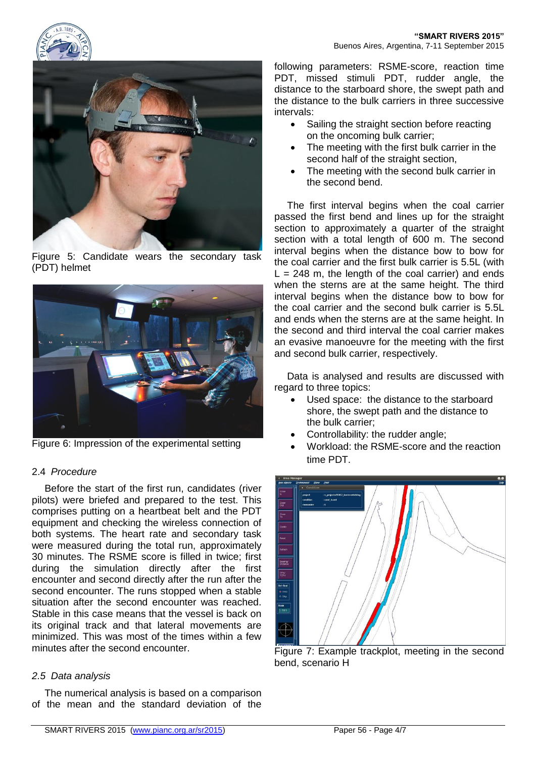Figure 5: Candidate wears the secondary task (PDT) helmet

Figure 6: Impression of the experimental setting

### 2.4 *Procedure*

Before the start of the first run, candidates (river pilots) were briefed and prepared to the test. This comprises putting on a heartbeat belt and the PDT equipment and checking the wireless connection of both systems. The heart rate and secondary task were measured during the total run, approximately 30 minutes. The RSME score is filled in twice; first during the simulation directly after the first encounter and second directly after the run after the second encounter. The runs stopped when a stable situation after the second encounter was reached. Stable in this case means that the vessel is back on its original track and that lateral movements are minimized. This was most of the times within a few minutes after the second encounter.

### 2.5 *Data analysis*

The numerical analysis is based on a comparison of the mean and the standard deviation of the following parameters: RSME-score, reaction time PDT, missed stimuli PDT, rudder angle, the distance to the starboard shore, the swept path and the distance to the bulk carriers in three successive intervals:

- Sailing the straight section before reacting on the oncoming bulk carrier;
- The meeting with the first bulk carrier in the second half of the straight section,
- The meeting with the second bulk carrier in the second bend.

The first interval begins when the coal carrier passed the first bend and lines up for the straight section to approximately a quarter of the straight section with a total length of 600 m. The second interval begins when the distance bow to bow for the coal carrier and the first bulk carrier is 5.5L (with L = 248 m, the length of the coal carrier) and ends when the sterns are at the same height. The third interval begins when the distance bow to bow for the coal carrier and the second bulk carrier is 5.5L and ends when the sterns are at the same height. In the second and third interval the coal carrier makes an evasive manoeuvre for the meeting with the first and second bulk carrier, respectively.

Data is analysed and results are discussed with regard to three topics:

- Used space: the distance to the starboard shore, the swept path and the distance to the bulk carrier;
- Controllability: the rudder angle;
- Workload: the RSME-score and the reaction time PDT.

Figure 7: Example trackplot, meeting in the second bend, scenario H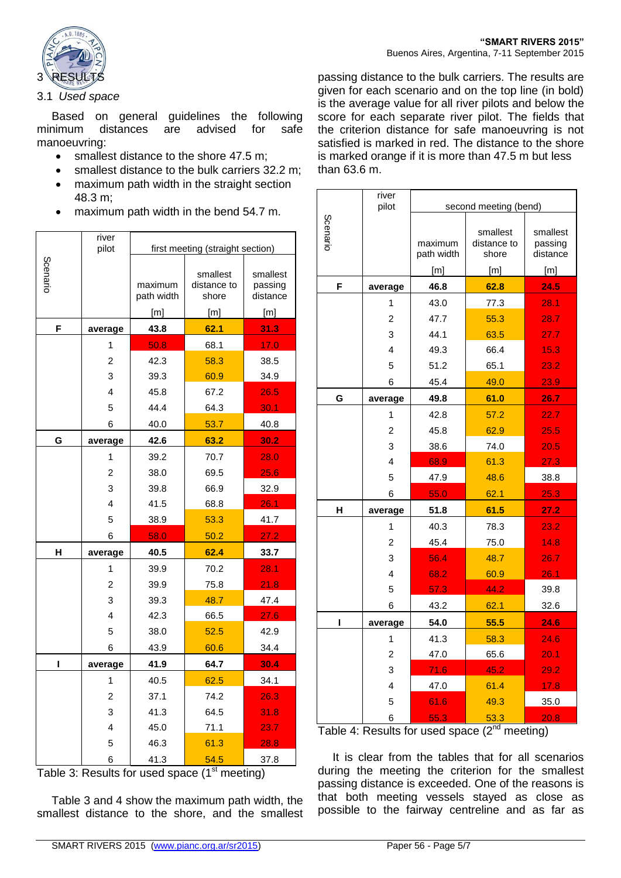# 3 RESULTS

## 3.1 *Used space*

Based on general guidelines the following minimum distances are advised for safe manoeuvring:

- smallest distance to the shore 47.5 m;
- smallest distance to the bulk carriers 32.2 m;
- maximum path width in the straight section 48.3 m;
- maximum path width in the bend 54.7 m.

| Scenario | river pilot | first meeting (straight section) | | |
|---|---|---|---|---|
| | | maximum path width [m] | smallest distance to shore [m] | smallest passing distance [m] |
| **F** | **average** | **43.8** | **62.1** | **31.3** |
| | 1 | 50.8 | 68.1 | 17.0 |
| | 2 | 42.3 | 58.3 | 38.5 |
| | 3 | 39.3 | 60.9 | 34.9 |
| | 4 | 45.8 | 67.2 | 26.5 |
| | 5 | 44.4 | 64.3 | 30.1 |
| | 6 | 40.0 | 53.7 | 40.8 |
| **G** | **average** | **42.6** | **63.2** | **30.2** |
| | 1 | 39.2 | 70.7 | 28.0 |
| | 2 | 38.0 | 69.5 | 25.6 |
| | 3 | 39.8 | 66.9 | 32.9 |
| | 4 | 41.5 | 68.8 | 26.1 |
| | 5 | 38.9 | 53.3 | 41.7 |
| | 6 | 58.0 | 50.2 | 27.2 |
| **H** | **average** | **40.5** | **62.4** | **33.7** |
| | 1 | 39.9 | 70.2 | 28.1 |
| | 2 | 39.9 | 75.8 | 21.8 |
| | 3 | 39.3 | 48.7 | 47.4 |
| | 4 | 42.3 | 66.5 | 27.6 |
| | 5 | 38.0 | 52.5 | 42.9 |
| | 6 | 43.9 | 60.6 | 34.4 |
| **I** | **average** | **41.9** | **64.7** | **30.4** |
| | 1 | 40.5 | 62.5 | 34.1 |
| | 2 | 37.1 | 74.2 | 26.3 |
| | 3 | 41.3 | 64.5 | 31.8 |
| | 4 | 45.0 | 71.1 | 23.7 |
| | 5 | 46.3 | 61.3 | 28.8 |
| | 6 | 41.3 | 54.5 | 37.8 |

Table 3: Results for used space (1st meeting)

Table 3 and 4 show the maximum path width, the smallest distance to the shore, and the smallest passing distance to the bulk carriers. The results are given for each scenario and on the top line (in bold) is the average value for all river pilots and below the score for each separate river pilot. The fields that the criterion distance for safe manoeuvring is not satisfied is marked in red. The distance to the shore is marked orange if it is more than 47.5 m but less than 63.6 m.

| Scenario | river pilot | second meeting (bend) | | |
|---|---|---|---|---|
| | | maximum path width [m] | smallest distance to shore [m] | smallest passing distance [m] |
| **F** | **average** | **46.8** | **62.8** | **24.5** |
| | 1 | 43.0 | 77.3 | 28.1 |
| | 2 | 47.7 | 55.3 | 28.7 |
| | 3 | 44.1 | 63.5 | 27.7 |
| | 4 | 49.3 | 66.4 | 15.3 |
| | 5 | 51.2 | 65.1 | 23.2 |
| | 6 | 45.4 | 49.0 | 23.9 |
| **G** | **average** | **49.8** | **61.0** | **26.7** |
| | 1 | 42.8 | 57.2 | 22.7 |
| | 2 | 45.8 | 62.9 | 25.5 |
| | 3 | 38.6 | 74.0 | 20.5 |
| | 4 | 68.9 | 61.3 | 27.3 |
| | 5 | 47.9 | 48.6 | 38.8 |
| | 6 | 55.0 | 62.1 | 25.3 |
| **H** | **average** | **51.8** | **61.5** | **27.2** |
| | 1 | 40.3 | 78.3 | 23.2 |
| | 2 | 45.4 | 75.0 | 14.8 |
| | 3 | 56.4 | 48.7 | 26.7 |
| | 4 | 68.2 | 60.9 | 26.1 |
| | 5 | 57.3 | 44.2 | 39.8 |
| | 6 | 43.2 | 62.1 | 32.6 |
| **I** | **average** | **54.0** | **55.5** | **24.6** |
| | 1 | 41.3 | 58.3 | 24.6 |
| | 2 | 47.0 | 65.6 | 20.1 |
| | 3 | 71.6 | 45.2 | 29.2 |
| | 4 | 47.0 | 61.4 | 17.8 |
| | 5 | 61.6 | 49.3 | 35.0 |
| | 6 | 55.3 | 53.3 | 20.8 |

Table 4: Results for used space (2nd meeting)

It is clear from the tables that for all scenarios during the meeting the criterion for the smallest passing distance is exceeded. One of the reasons is that both meeting vessels stayed as close as possible to the fairway centreline and as far as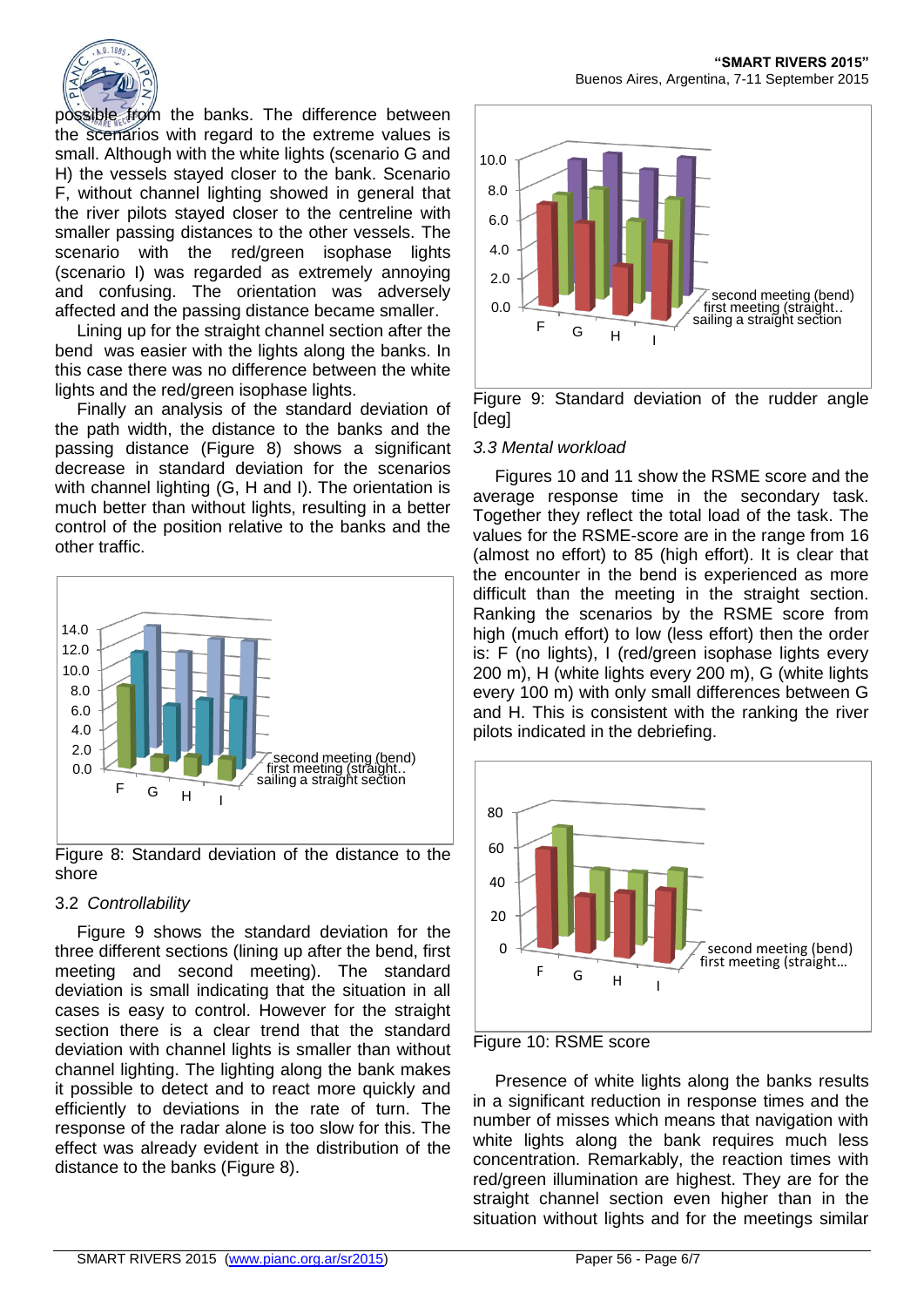possible from the banks. The difference between the scenarios with regard to the extreme values is small. Although with the white lights (scenario G and H) the vessels stayed closer to the bank. Scenario F, without channel lighting showed in general that the river pilots stayed closer to the centreline with smaller passing distances to the other vessels. The scenario with the red/green isophase lights (scenario I) was regarded as extremely annoying and confusing. The orientation was adversely affected and the passing distance became smaller.

Lining up for the straight channel section after the bend was easier with the lights along the banks. In this case there was no difference between the white lights and the red/green isophase lights.

Finally an analysis of the standard deviation of the path width, the distance to the banks and the passing distance (Figure 8) shows a significant decrease in standard deviation for the scenarios with channel lighting (G, H and I). The orientation is much better than without lights, resulting in a better control of the position relative to the banks and the other traffic.

Figure 8: Standard deviation of the distance to the shore

### 3.2 *Controllability*

Figure 9 shows the standard deviation for the three different sections (lining up after the bend, first meeting and second meeting). The standard deviation is small indicating that the situation in all cases is easy to control. However for the straight section there is a clear trend that the standard deviation with channel lights is smaller than without channel lighting. The lighting along the bank makes it possible to detect and to react more quickly and efficiently to deviations in the rate of turn. The response of the radar alone is too slow for this. The effect was already evident in the distribution of the distance to the banks (Figure 8).

Figure 9: Standard deviation of the rudder angle [deg]

### 3.3 *Mental workload*

Figures 10 and 11 show the RSME score and the average response time in the secondary task. Together they reflect the total load of the task. The values for the RSME-score are in the range from 16 (almost no effort) to 85 (high effort). It is clear that the encounter in the bend is experienced as more difficult than the meeting in the straight section. Ranking the scenarios by the RSME score from high (much effort) to low (less effort) then the order is: F (no lights), I (red/green isophase lights every 200 m), H (white lights every 200 m), G (white lights every 100 m) with only small differences between G and H. This is consistent with the ranking the river pilots indicated in the debriefing.

Figure 10: RSME score

Presence of white lights along the banks results in a significant reduction in response times and the number of misses which means that navigation with white lights along the bank requires much less concentration. Remarkably, the reaction times with red/green illumination are highest. They are for the straight channel section even higher than in the situation without lights and for the meetings similar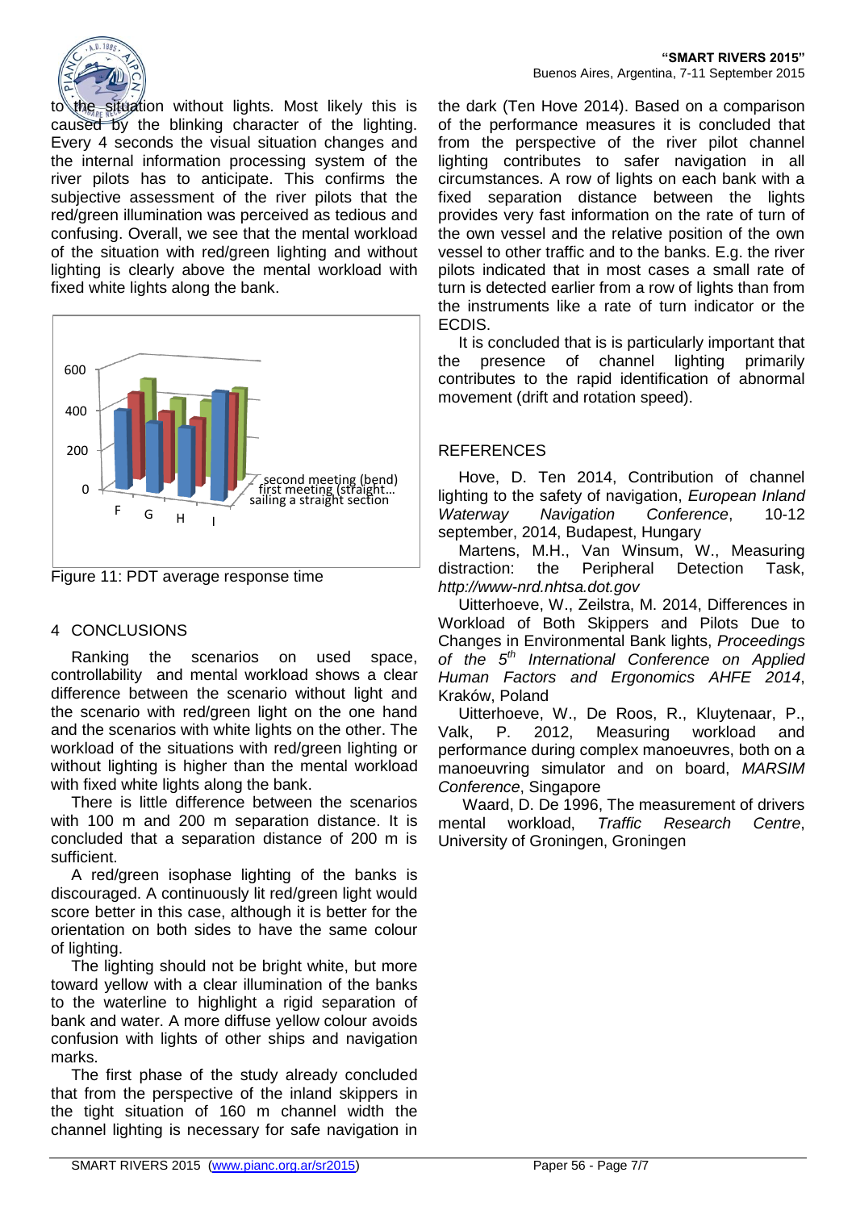to the situation without lights. Most likely this is caused by the blinking character of the lighting. Every 4 seconds the visual situation changes and the internal information processing system of the river pilots has to anticipate. This confirms the subjective assessment of the river pilots that the red/green illumination was perceived as tedious and confusing. Overall, we see that the mental workload of the situation with red/green lighting and without lighting is clearly above the mental workload with fixed white lights along the bank.

600
400
200
0
F
G
H
I
second meeting (bend)
first meeting (straight...
sailing a straight section

Figure 11: PDT average response time

## 4 CONCLUSIONS

Ranking the scenarios on used space, controllability and mental workload shows a clear difference between the scenario without light and the scenario with red/green light on the one hand and the scenarios with white lights on the other. The workload of the situations with red/green lighting or without lighting is higher than the mental workload with fixed white lights along the bank.

There is little difference between the scenarios with 100 m and 200 m separation distance. It is concluded that a separation distance of 200 m is sufficient.

A red/green isophase lighting of the banks is discouraged. A continuously lit red/green light would score better in this case, although it is better for the orientation on both sides to have the same colour of lighting.

The lighting should not be bright white, but more toward yellow with a clear illumination of the banks to the waterline to highlight a rigid separation of bank and water. A more diffuse yellow colour avoids confusion with lights of other ships and navigation marks.

The first phase of the study already concluded that from the perspective of the inland skippers in the tight situation of 160 m channel width the channel lighting is necessary for safe navigation in the dark (Ten Hove 2014). Based on a comparison of the performance measures it is concluded that from the perspective of the river pilot channel lighting contributes to safer navigation in all circumstances. A row of lights on each bank with a fixed separation distance between the lights provides very fast information on the rate of turn of the own vessel and the relative position of the own vessel to other traffic and to the banks. E.g. the river pilots indicated that in most cases a small rate of turn is detected earlier from a row of lights than from the instruments like a rate of turn indicator or the ECDIS.

It is concluded that is is particularly important that the presence of channel lighting primarily contributes to the rapid identification of abnormal movement (drift and rotation speed).

## REFERENCES

Hove, D. Ten 2014, Contribution of channel lighting to the safety of navigation, *European Inland Waterway Navigation Conference*, 10-12 september, 2014, Budapest, Hungary

Martens, M.H., Van Winsum, W., Measuring distraction: the Peripheral Detection Task, *http://www-nrd.nhtsa.dot.gov*

Uitterhoeve, W., Zeilstra, M. 2014, Differences in Workload of Both Skippers and Pilots Due to Changes in Environmental Bank lights, *Proceedings of the 5th International Conference on Applied Human Factors and Ergonomics AHFE 2014*, Kraków, Poland

Uitterhoeve, W., De Roos, R., Kluytenaar, P., Valk, P. 2012, Measuring workload and performance during complex manoeuvres, both on a manoeuvring simulator and on board, *MARSIM Conference*, Singapore

Waard, D. De 1996, The measurement of drivers mental workload, *Traffic Research Centre*, University of Groningen, Groningen